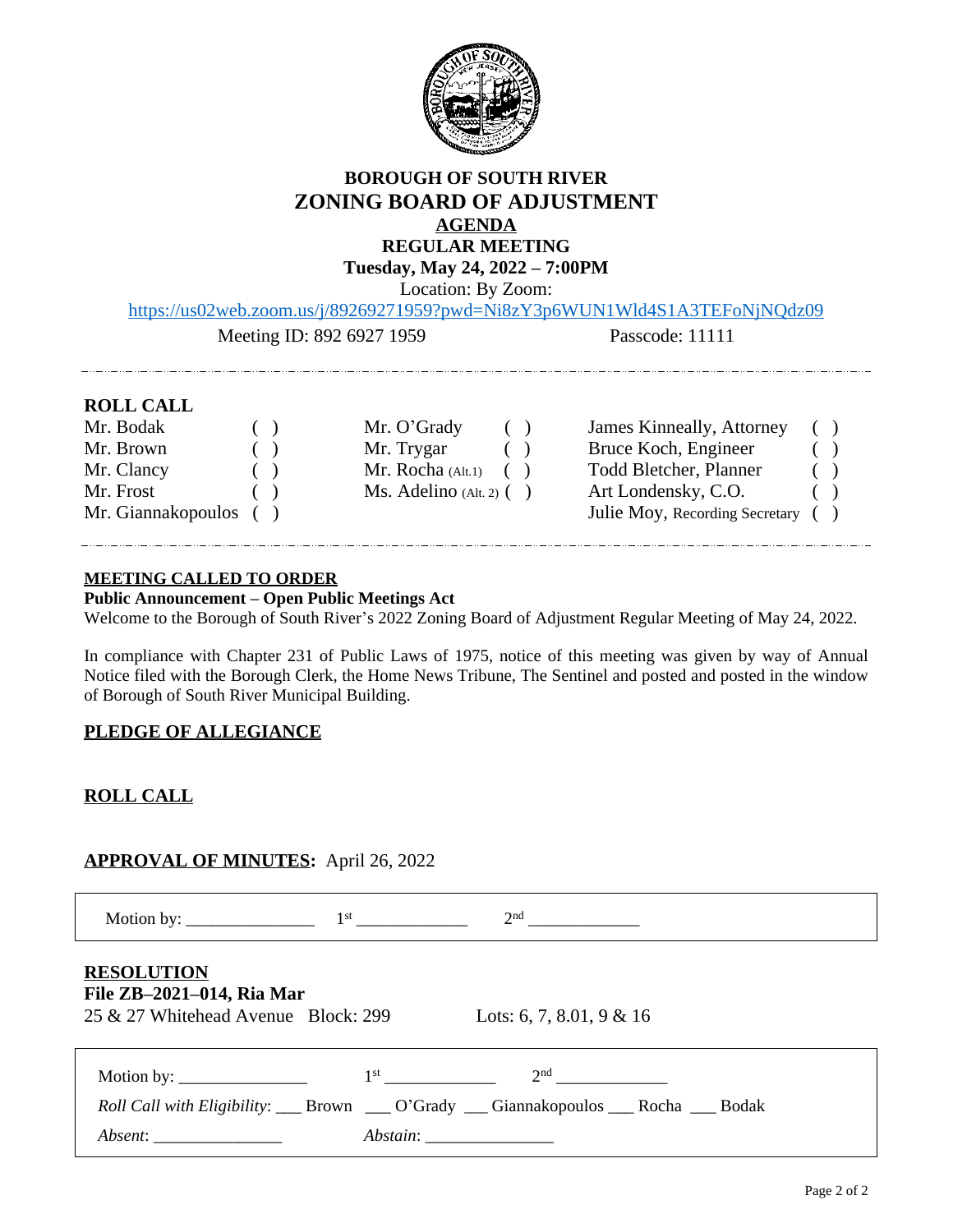# BOROUGH OF SOUTH RIVER
# ZONING BOARD OF ADJUSTMENT
## AGENDA
## REGULAR MEETING
**Tuesday, May 24, 2022 – 7:00PM**

Location: By Zoom:

https://us02web.zoom.us/j/89269271959?pwd=Ni8zY3p6WUN1Wld4S1A3TEFoNjNQdz09

Meeting ID: 892 6927 1959 Passcode: 11111

---

**ROLL CALL**

| | | | | | |
|---|---|---|---|---|---|
| Mr. Bodak | ( ) | Mr. O'Grady | ( ) | James Kinneally, Attorney | ( ) |
| Mr. Brown | ( ) | Mr. Trygar | ( ) | Bruce Koch, Engineer | ( ) |
| Mr. Clancy | ( ) | Mr. Rocha (Alt.1) | ( ) | Todd Bletcher, Planner | ( ) |
| Mr. Frost | ( ) | Ms. Adelino (Alt. 2) | ( ) | Art Londensky, C.O. | ( ) |
| Mr. Giannakopoulos | ( ) | | | Julie Moy, Recording Secretary | ( ) |

---

**MEETING CALLED TO ORDER**

**Public Announcement – Open Public Meetings Act**

Welcome to the Borough of South River's 2022 Zoning Board of Adjustment Regular Meeting of May 24, 2022.

In compliance with Chapter 231 of Public Laws of 1975, notice of this meeting was given by way of Annual Notice filed with the Borough Clerk, the Home News Tribune, The Sentinel and posted and posted in the window of Borough of South River Municipal Building.

**PLEDGE OF ALLEGIANCE**

**ROLL CALL**

**APPROVAL OF MINUTES:** April 26, 2022

Motion by: _______________ 1st _____________ 2nd _____________

**RESOLUTION**

**File ZB–2021–014, Ria Mar**

25 & 27 Whitehead Avenue Block: 299 Lots: 6, 7, 8.01, 9 & 16

Motion by: _______________ 1st _____________ 2nd _____________

*Roll Call with Eligibility*: ___ Brown ___ O'Grady ___ Giannakopoulos ___ Rocha ___ Bodak

*Absent*: _______________ *Abstain*: _______________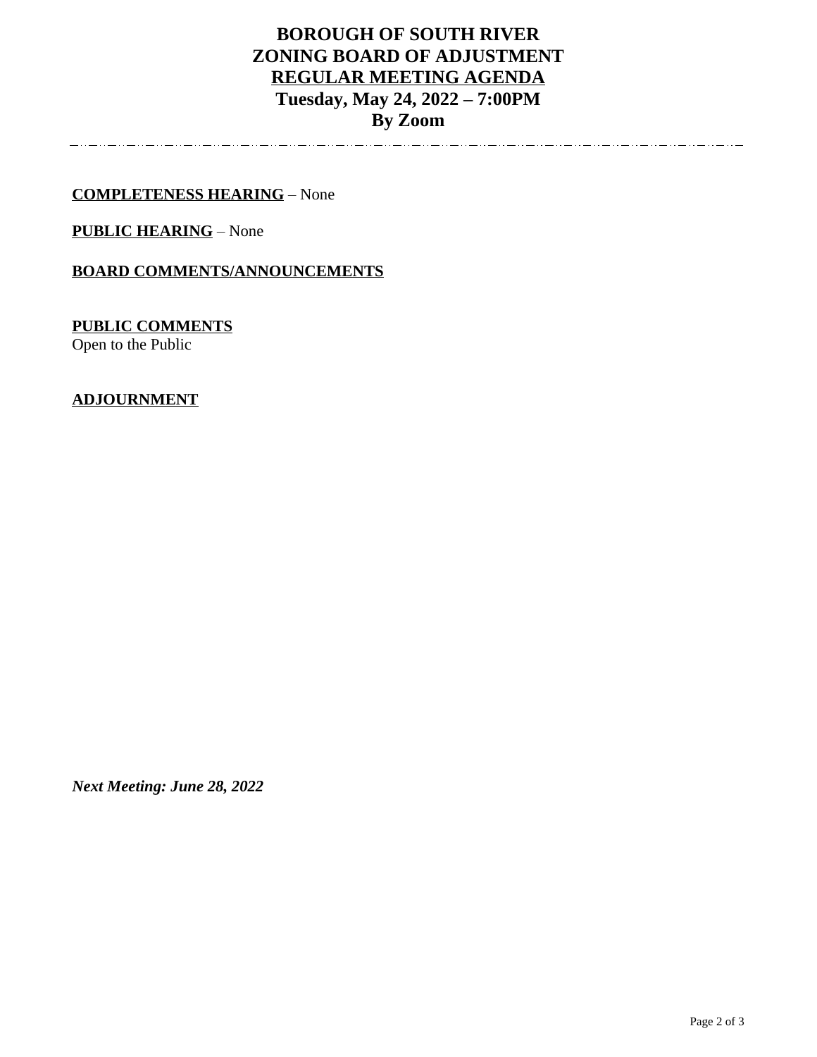# BOROUGH OF SOUTH RIVER
# ZONING BOARD OF ADJUSTMENT
# REGULAR MEETING AGENDA
# Tuesday, May 24, 2022 – 7:00PM
# By Zoom

---

**COMPLETENESS HEARING** – None

**PUBLIC HEARING** – None

**BOARD COMMENTS/ANNOUNCEMENTS**

**PUBLIC COMMENTS**
Open to the Public

**ADJOURNMENT**

***Next Meeting: June 28, 2022***